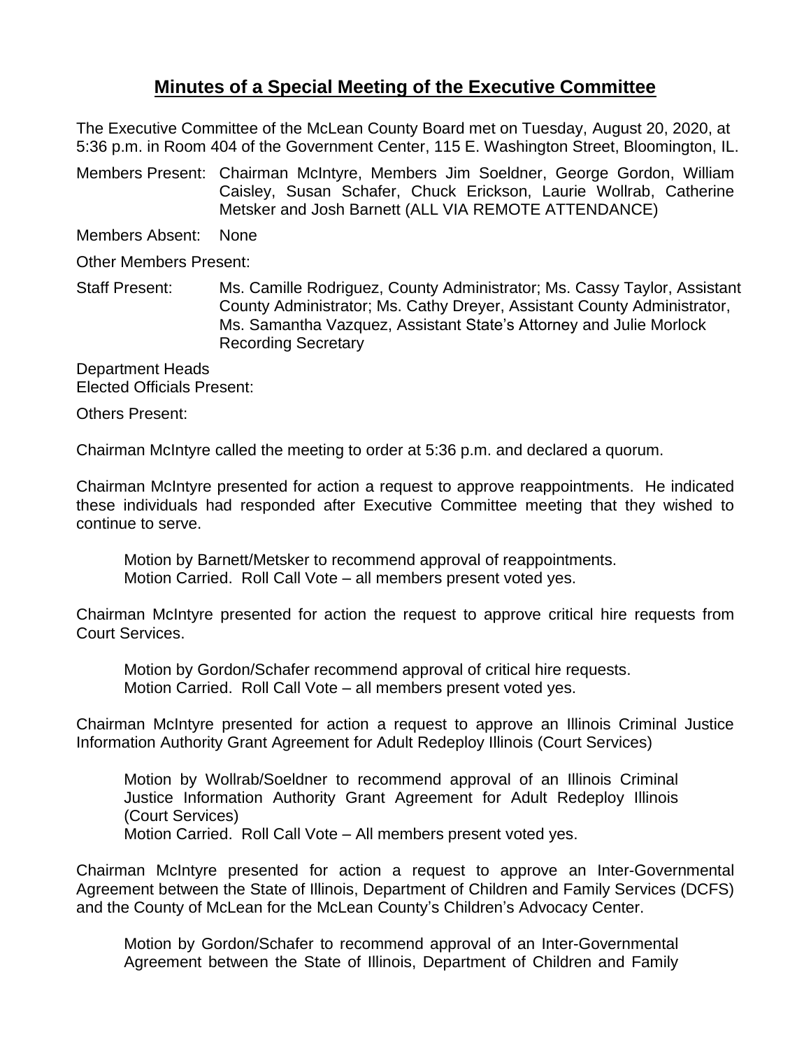## Minutes of a Special Meeting of the Executive Committee

The Executive Committee of the McLean County Board met on Tuesday, August 20, 2020, at 5:36 p.m. in Room 404 of the Government Center, 115 E. Washington Street, Bloomington, IL.

Members Present: Chairman McIntyre, Members Jim Soeldner, George Gordon, William Caisley, Susan Schafer, Chuck Erickson, Laurie Wollrab, Catherine Metsker and Josh Barnett (ALL VIA REMOTE ATTENDANCE)

Members Absent: None

Other Members Present:

Staff Present: Ms. Camille Rodriguez, County Administrator; Ms. Cassy Taylor, Assistant County Administrator; Ms. Cathy Dreyer, Assistant County Administrator, Ms. Samantha Vazquez, Assistant State's Attorney and Julie Morlock Recording Secretary

Department Heads
Elected Officials Present:

Others Present:

Chairman McIntyre called the meeting to order at 5:36 p.m. and declared a quorum.

Chairman McIntyre presented for action a request to approve reappointments. He indicated these individuals had responded after Executive Committee meeting that they wished to continue to serve.

> Motion by Barnett/Metsker to recommend approval of reappointments.
> Motion Carried. Roll Call Vote – all members present voted yes.

Chairman McIntyre presented for action the request to approve critical hire requests from Court Services.

> Motion by Gordon/Schafer recommend approval of critical hire requests.
> Motion Carried. Roll Call Vote – all members present voted yes.

Chairman McIntyre presented for action a request to approve an Illinois Criminal Justice Information Authority Grant Agreement for Adult Redeploy Illinois (Court Services)

> Motion by Wollrab/Soeldner to recommend approval of an Illinois Criminal Justice Information Authority Grant Agreement for Adult Redeploy Illinois (Court Services)
> Motion Carried. Roll Call Vote – All members present voted yes.

Chairman McIntyre presented for action a request to approve an Inter-Governmental Agreement between the State of Illinois, Department of Children and Family Services (DCFS) and the County of McLean for the McLean County's Children's Advocacy Center.

> Motion by Gordon/Schafer to recommend approval of an Inter-Governmental Agreement between the State of Illinois, Department of Children and Family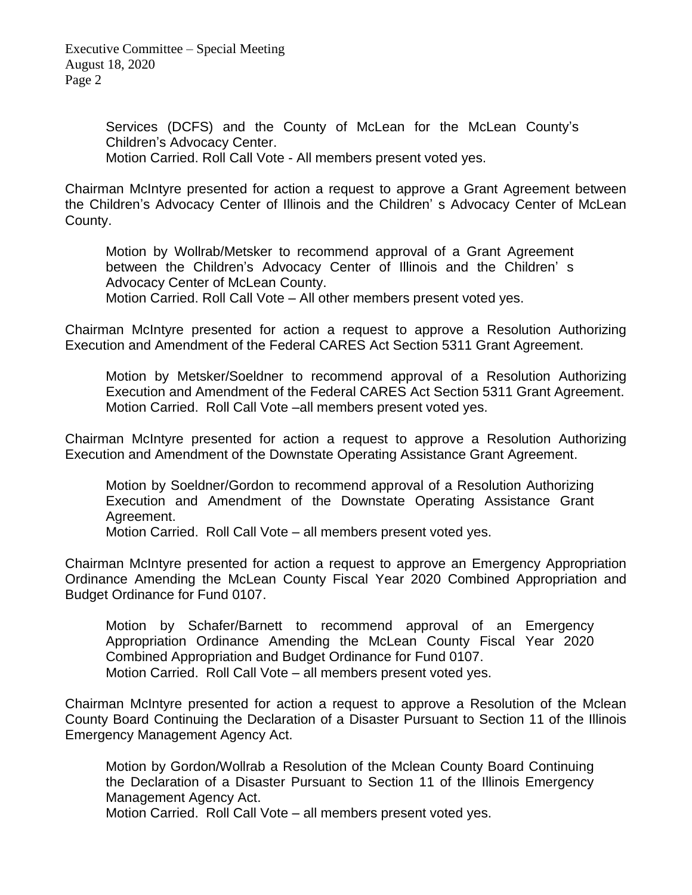Services (DCFS) and the County of McLean for the McLean County's Children's Advocacy Center.
Motion Carried. Roll Call Vote - All members present voted yes.

Chairman McIntyre presented for action a request to approve a Grant Agreement between the Children's Advocacy Center of Illinois and the Children' s Advocacy Center of McLean County.

Motion by Wollrab/Metsker to recommend approval of a Grant Agreement between the Children's Advocacy Center of Illinois and the Children' s Advocacy Center of McLean County.
Motion Carried. Roll Call Vote – All other members present voted yes.

Chairman McIntyre presented for action a request to approve a Resolution Authorizing Execution and Amendment of the Federal CARES Act Section 5311 Grant Agreement.

Motion by Metsker/Soeldner to recommend approval of a Resolution Authorizing Execution and Amendment of the Federal CARES Act Section 5311 Grant Agreement.
Motion Carried. Roll Call Vote –all members present voted yes.

Chairman McIntyre presented for action a request to approve a Resolution Authorizing Execution and Amendment of the Downstate Operating Assistance Grant Agreement.

Motion by Soeldner/Gordon to recommend approval of a Resolution Authorizing Execution and Amendment of the Downstate Operating Assistance Grant Agreement.
Motion Carried. Roll Call Vote – all members present voted yes.

Chairman McIntyre presented for action a request to approve an Emergency Appropriation Ordinance Amending the McLean County Fiscal Year 2020 Combined Appropriation and Budget Ordinance for Fund 0107.

Motion by Schafer/Barnett to recommend approval of an Emergency Appropriation Ordinance Amending the McLean County Fiscal Year 2020 Combined Appropriation and Budget Ordinance for Fund 0107.
Motion Carried. Roll Call Vote – all members present voted yes.

Chairman McIntyre presented for action a request to approve a Resolution of the Mclean County Board Continuing the Declaration of a Disaster Pursuant to Section 11 of the Illinois Emergency Management Agency Act.

Motion by Gordon/Wollrab a Resolution of the Mclean County Board Continuing the Declaration of a Disaster Pursuant to Section 11 of the Illinois Emergency Management Agency Act.
Motion Carried. Roll Call Vote – all members present voted yes.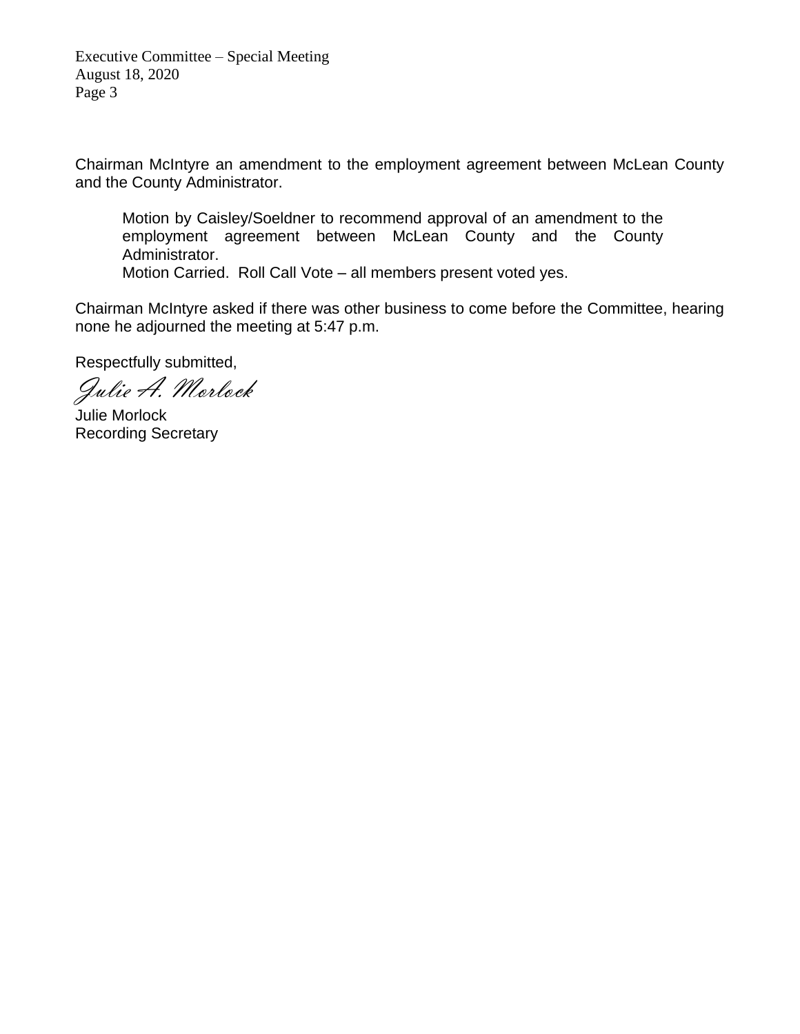Chairman McIntyre an amendment to the employment agreement between McLean County and the County Administrator.

> Motion by Caisley/Soeldner to recommend approval of an amendment to the employment agreement between McLean County and the County Administrator.
> Motion Carried. Roll Call Vote – all members present voted yes.

Chairman McIntyre asked if there was other business to come before the Committee, hearing none he adjourned the meeting at 5:47 p.m.

Respectfully submitted,

*Julie A. Morlock*

Julie Morlock
Recording Secretary